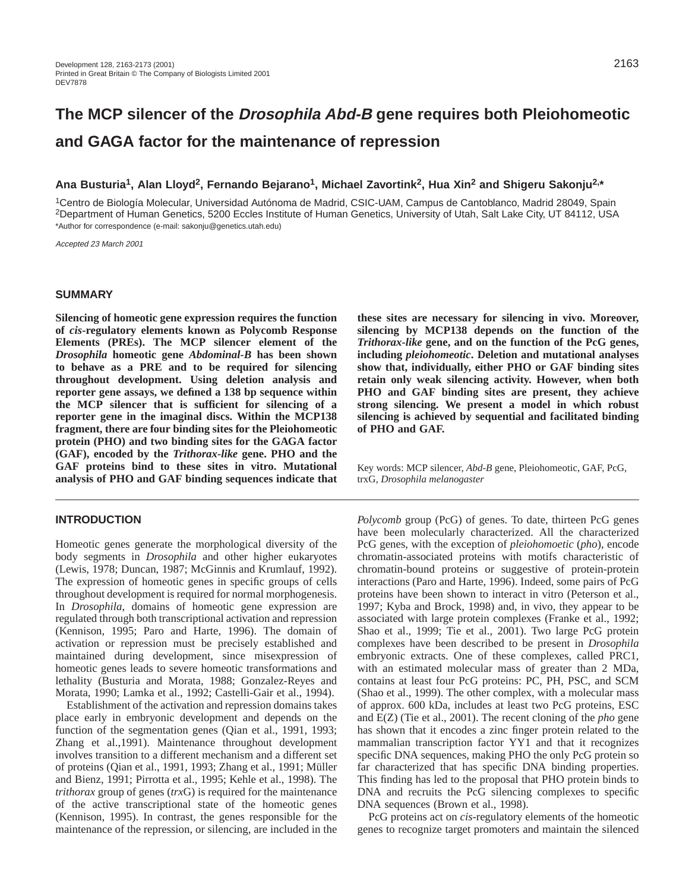# The MCP silencer of the *Drosophila Abd-B* gene requires both Pleiohomeotic and GAGA factor for the maintenance of repression

**Ana Busturia[1], Alan Lloyd[2], Fernando Bejarano[1], Michael Zavortink[2], Hua Xin[2] and Shigeru Sakonju[2,*]**

[1]Centro de Biología Molecular, Universidad Autónoma de Madrid, CSIC-UAM, Campus de Cantoblanco, Madrid 28049, Spain
[2]Department of Human Genetics, 5200 Eccles Institute of Human Genetics, University of Utah, Salt Lake City, UT 84112, USA
*Author for correspondence (e-mail: sakonju@genetics.utah.edu)

*Accepted 23 March 2001*

## SUMMARY

**Silencing of homeotic gene expression requires the function of *cis*-regulatory elements known as Polycomb Response Elements (PREs). The MCP silencer element of the *Drosophila* homeotic gene *Abdominal-B* has been shown to behave as a PRE and to be required for silencing throughout development. Using deletion analysis and reporter gene assays, we defined a 138 bp sequence within the MCP silencer that is sufficient for silencing of a reporter gene in the imaginal discs. Within the MCP138 fragment, there are four binding sites for the Pleiohomeotic protein (PHO) and two binding sites for the GAGA factor (GAF), encoded by the *Trithorax-like* gene. PHO and the GAF proteins bind to these sites in vitro. Mutational analysis of PHO and GAF binding sequences indicate that these sites are necessary for silencing in vivo. Moreover, silencing by MCP138 depends on the function of the *Trithorax-like* gene, and on the function of the PcG genes, including *pleiohomeotic*. Deletion and mutational analyses show that, individually, either PHO or GAF binding sites retain only weak silencing activity. However, when both PHO and GAF binding sites are present, they achieve strong silencing. We present a model in which robust silencing is achieved by sequential and facilitated binding of PHO and GAF.**

Key words: MCP silencer, *Abd-B* gene, Pleiohomeotic, GAF, PcG, trxG, *Drosophila melanogaster*

## INTRODUCTION

Homeotic genes generate the morphological diversity of the body segments in *Drosophila* and other higher eukaryotes (Lewis, 1978; Duncan, 1987; McGinnis and Krumlauf, 1992). The expression of homeotic genes in specific groups of cells throughout development is required for normal morphogenesis. In *Drosophila*, domains of homeotic gene expression are regulated through both transcriptional activation and repression (Kennison, 1995; Paro and Harte, 1996). The domain of activation or repression must be precisely established and maintained during development, since misexpression of homeotic genes leads to severe homeotic transformations and lethality (Busturia and Morata, 1988; Gonzalez-Reyes and Morata, 1990; Lamka et al., 1992; Castelli-Gair et al., 1994).

Establishment of the activation and repression domains takes place early in embryonic development and depends on the function of the segmentation genes (Qian et al., 1991, 1993; Zhang et al.,1991). Maintenance throughout development involves transition to a different mechanism and a different set of proteins (Qian et al., 1991, 1993; Zhang et al., 1991; Müller and Bienz, 1991; Pirrotta et al., 1995; Kehle et al., 1998). The *trithorax* group of genes (*trx*G) is required for the maintenance of the active transcriptional state of the homeotic genes (Kennison, 1995). In contrast, the genes responsible for the maintenance of the repression, or silencing, are included in the *Polycomb* group (PcG) of genes. To date, thirteen PcG genes have been molecularly characterized. All the characterized PcG genes, with the exception of *pleiohomoetic* (*pho*), encode chromatin-associated proteins with motifs characteristic of chromatin-bound proteins or suggestive of protein-protein interactions (Paro and Harte, 1996). Indeed, some pairs of PcG proteins have been shown to interact in vitro (Peterson et al., 1997; Kyba and Brock, 1998) and, in vivo, they appear to be associated with large protein complexes (Franke et al., 1992; Shao et al., 1999; Tie et al., 2001). Two large PcG protein complexes have been described to be present in *Drosophila* embryonic extracts. One of these complexes, called PRC1, with an estimated molecular mass of greater than 2 MDa, contains at least four PcG proteins: PC, PH, PSC, and SCM (Shao et al., 1999). The other complex, with a molecular mass of approx. 600 kDa, includes at least two PcG proteins, ESC and E(Z) (Tie et al., 2001). The recent cloning of the *pho* gene has shown that it encodes a zinc finger protein related to the mammalian transcription factor YY1 and that it recognizes specific DNA sequences, making PHO the only PcG protein so far characterized that has specific DNA binding properties. This finding has led to the proposal that PHO protein binds to DNA and recruits the PcG silencing complexes to specific DNA sequences (Brown et al., 1998).

PcG proteins act on *cis*-regulatory elements of the homeotic genes to recognize target promoters and maintain the silenced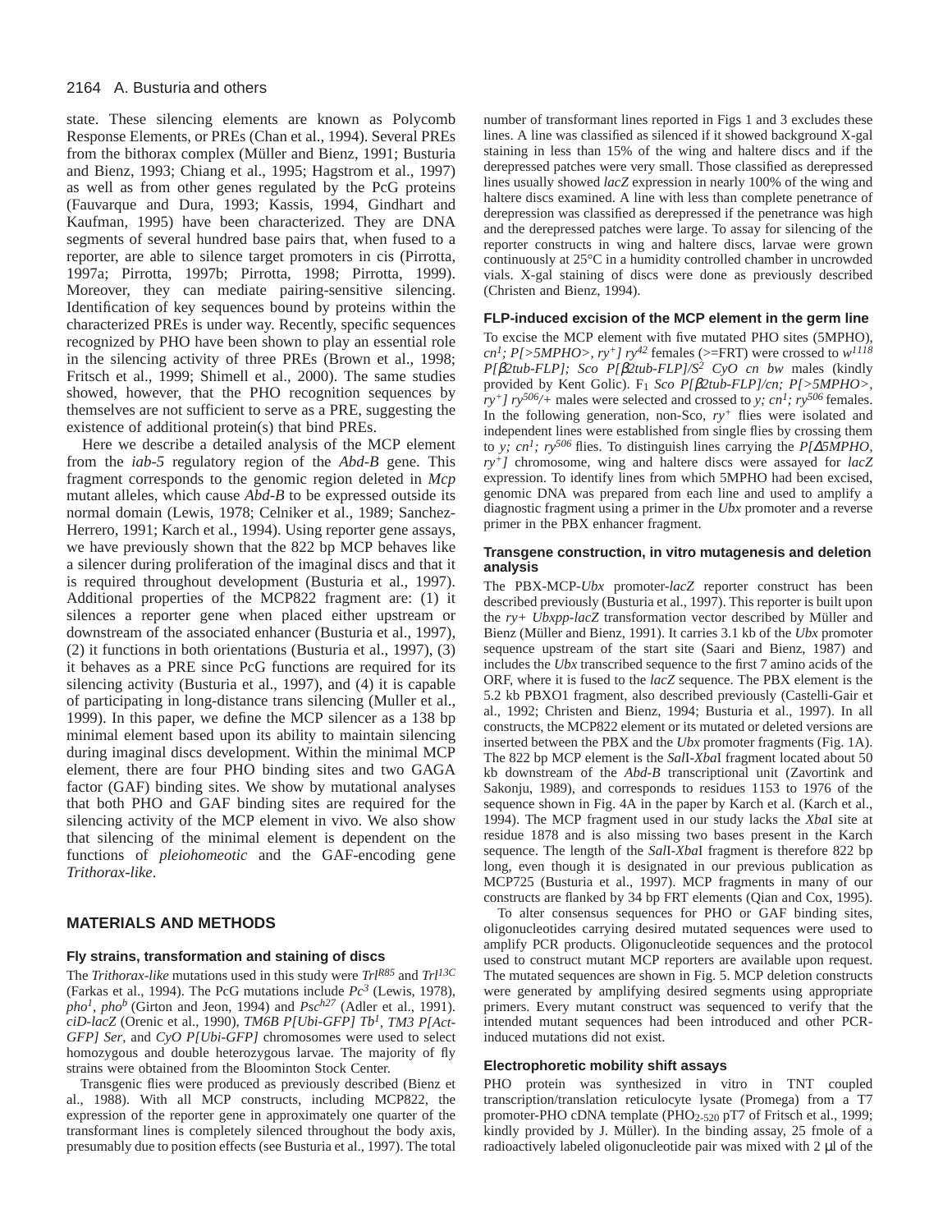state. These silencing elements are known as Polycomb Response Elements, or PREs (Chan et al., 1994). Several PREs from the bithorax complex (Müller and Bienz, 1991; Busturia and Bienz, 1993; Chiang et al., 1995; Hagstrom et al., 1997) as well as from other genes regulated by the PcG proteins (Fauvarque and Dura, 1993; Kassis, 1994, Gindhart and Kaufman, 1995) have been characterized. They are DNA segments of several hundred base pairs that, when fused to a reporter, are able to silence target promoters in cis (Pirrotta, 1997a; Pirrotta, 1997b; Pirrotta, 1998; Pirrotta, 1999). Moreover, they can mediate pairing-sensitive silencing. Identification of key sequences bound by proteins within the characterized PREs is under way. Recently, specific sequences recognized by PHO have been shown to play an essential role in the silencing activity of three PREs (Brown et al., 1998; Fritsch et al., 1999; Shimell et al., 2000). The same studies showed, however, that the PHO recognition sequences by themselves are not sufficient to serve as a PRE, suggesting the existence of additional protein(s) that bind PREs.

Here we describe a detailed analysis of the MCP element from the *iab-5* regulatory region of the *Abd-B* gene. This fragment corresponds to the genomic region deleted in *Mcp* mutant alleles, which cause *Abd-B* to be expressed outside its normal domain (Lewis, 1978; Celniker et al., 1989; Sanchez-Herrero, 1991; Karch et al., 1994). Using reporter gene assays, we have previously shown that the 822 bp MCP behaves like a silencer during proliferation of the imaginal discs and that it is required throughout development (Busturia et al., 1997). Additional properties of the MCP822 fragment are: (1) it silences a reporter gene when placed either upstream or downstream of the associated enhancer (Busturia et al., 1997), (2) it functions in both orientations (Busturia et al., 1997), (3) it behaves as a PRE since PcG functions are required for its silencing activity (Busturia et al., 1997), and (4) it is capable of participating in long-distance trans silencing (Muller et al., 1999). In this paper, we define the MCP silencer as a 138 bp minimal element based upon its ability to maintain silencing during imaginal discs development. Within the minimal MCP element, there are four PHO binding sites and two GAGA factor (GAF) binding sites. We show by mutational analyses that both PHO and GAF binding sites are required for the silencing activity of the MCP element in vivo. We also show that silencing of the minimal element is dependent on the functions of *pleiohomeotic* and the GAF-encoding gene *Trithorax-like*.

## MATERIALS AND METHODS

### Fly strains, transformation and staining of discs

The *Trithorax-like* mutations used in this study were $Trl^{R85}$ and $Trl^{13C}$ (Farkas et al., 1994). The PcG mutations include $Pc^{3}$ (Lewis, 1978), $pho^{1}$, $pho^{b}$ (Girton and Jeon, 1994) and $Psc^{h27}$ (Adler et al., 1991). *ciD-lacZ* (Orenic et al., 1990), *TM6B P[Ubi-GFP] Tb*$^{1}$, *TM3 P[Act-GFP] Ser*, and *CyO P[Ubi-GFP]* chromosomes were used to select homozygous and double heterozygous larvae. The majority of fly strains were obtained from the Blooминton Stock Center.

Transgenic flies were produced as previously described (Bienz et al., 1988). With all MCP constructs, including MCP822, the expression of the reporter gene in approximately one quarter of the transformant lines is completely silenced throughout the body axis, presumably due to position effects (see Busturia et al., 1997). The total number of transformant lines reported in Figs 1 and 3 excludes these lines. A line was classified as silenced if it showed background X-gal staining in less than 15% of the wing and haltere discs and if the derepressed patches were very small. Those classified as derepressed lines usually showed *lacZ* expression in nearly 100% of the wing and haltere discs examined. A line with less than complete penetrance of derepression was classified as derepressed if the penetrance was high and the derepressed patches were large. To assay for silencing of the reporter constructs in wing and haltere discs, larvae were grown continuously at 25°C in a humidity controlled chamber in uncrowded vials. X-gal staining of discs were done as previously described (Christen and Bienz, 1994).

### FLP-induced excision of the MCP element in the germ line

To excise the MCP element with five mutated PHO sites (5MPHO), $cn^{1}$; *P[>5MPHO>, ry*$^{+}$*]* $ry^{42}$ females (>=FRT) were crossed to $w^{1118}$ *P[β2tub-FLP]; Sco P[β2tub-FLP]/S*$^{2}$ *CyO cn bw* males (kindly provided by Kent Golic). F$_1$ *Sco P[β2tub-FLP]/cn; P[>5MPHO>, ry*$^{+}$*]* $ry^{506}$/+ males were selected and crossed to *y; cn*$^{1}$*; ry*$^{506}$ females. In the following generation, non-Sco, $ry^{+}$ flies were isolated and independent lines were established from single flies by crossing them to *y; cn*$^{1}$*; ry*$^{506}$ flies. To distinguish lines carrying the *P[Δ5MPHO, ry*$^{+}$*]* chromosome, wing and haltere discs were assayed for *lacZ* expression. To identify lines from which 5MPHO had been excised, genomic DNA was prepared from each line and used to amplify a diagnostic fragment using a primer in the *Ubx* promoter and a reverse primer in the PBX enhancer fragment.

### Transgene construction, in vitro mutagenesis and deletion analysis

The PBX-MCP-*Ubx* promoter-*lacZ* reporter construct has been described previously (Busturia et al., 1997). This reporter is built upon the *ry+ Ubxpp-lacZ* transformation vector described by Müller and Bienz (Müller and Bienz, 1991). It carries 3.1 kb of the *Ubx* promoter sequence upstream of the start site (Saari and Bienz, 1987) and includes the *Ubx* transcribed sequence to the first 7 amino acids of the ORF, where it is fused to the *lacZ* sequence. The PBX element is the 5.2 kb PBXO1 fragment, also described previously (Castelli-Gair et al., 1992; Christen and Bienz, 1994; Busturia et al., 1997). In all constructs, the MCP822 element or its mutated or deleted versions are inserted between the PBX and the *Ubx* promoter fragments (Fig. 1A). The 822 bp MCP element is the *Sal*I-*Xba*I fragment located about 50 kb downstream of the *Abd-B* transcriptional unit (Zavortink and Sakonju, 1989), and corresponds to residues 1153 to 1976 of the sequence shown in Fig. 4A in the paper by Karch et al. (Karch et al., 1994). The MCP fragment used in our study lacks the *Xba*I site at residue 1878 and is also missing two bases present in the Karch sequence. The length of the *Sal*I-*Xba*I fragment is therefore 822 bp long, even though it is designated in our previous publication as MCP725 (Busturia et al., 1997). MCP fragments in many of our constructs are flanked by 34 bp FRT elements (Qian and Cox, 1995).

To alter consensus sequences for PHO or GAF binding sites, oligonucleotides carrying desired mutated sequences were used to amplify PCR products. Oligonucleotide sequences and the protocol used to construct mutant MCP reporters are available upon request. The mutated sequences are shown in Fig. 5. MCP deletion constructs were generated by amplifying desired segments using appropriate primers. Every mutant construct was sequenced to verify that the intended mutant sequences had been introduced and other PCR-induced mutations did not exist.

### Electrophoretic mobility shift assays

PHO protein was synthesized in vitro in TNT coupled transcription/translation reticulocyte lysate (Promega) from a T7 promoter-PHO cDNA template ($PHO_{2\text{-}520}$ pT7 of Fritsch et al., 1999; kindly provided by J. Müller). In the binding assay, 25 fmole of a radioactively labeled oligonucleotide pair was mixed with 2 μl of the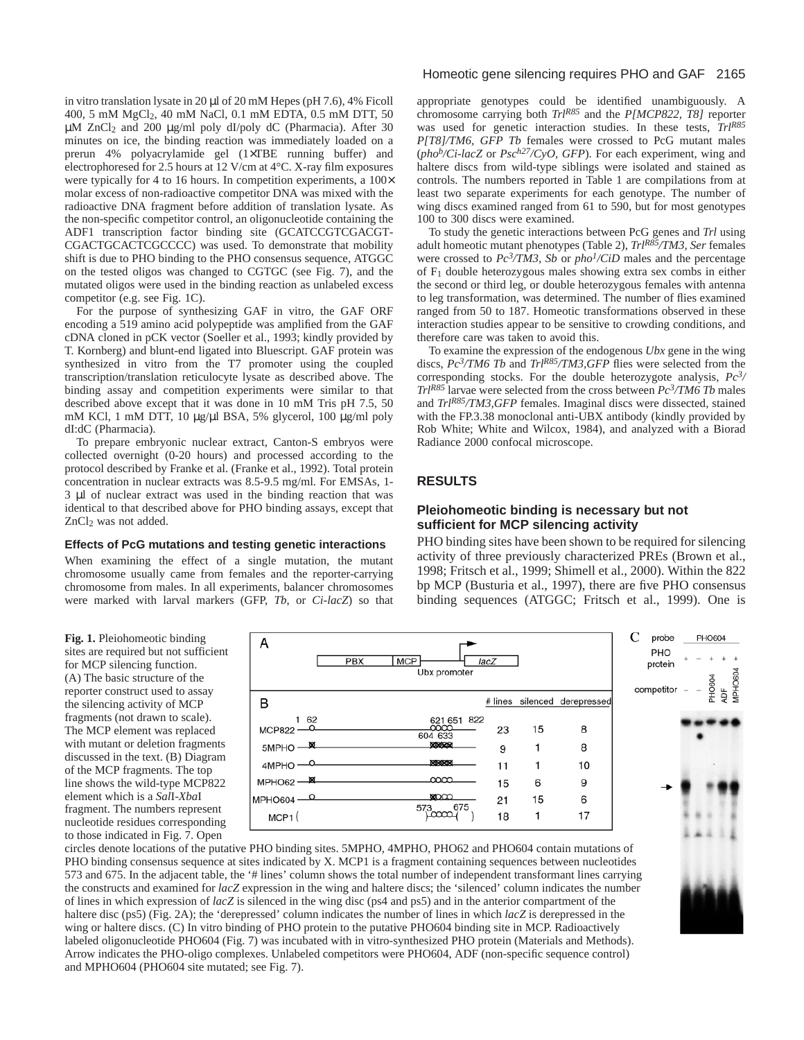in vitro translation lysate in 20 μl of 20 mM Hepes (pH 7.6), 4% Ficoll 400, 5 mM $MgCl_2$, 40 mM NaCl, 0.1 mM EDTA, 0.5 mM DTT, 50 μM $ZnCl_2$ and 200 μg/ml poly dI/poly dC (Pharmacia). After 30 minutes on ice, the binding reaction was immediately loaded on a prerun 4% polyacrylamide gel (1×TBE running buffer) and electrophoresed for 2.5 hours at 12 V/cm at 4°C. X-ray film exposures were typically for 4 to 16 hours. In competition experiments, a 100× molar excess of non-radioactive competitor DNA was mixed with the radioactive DNA fragment before addition of translation lysate. As the non-specific competitor control, an oligonucleotide containing the ADF1 transcription factor binding site (GCATCCGTCGACGT-CGACTGCACTCGCCCC) was used. To demonstrate that mobility shift is due to PHO binding to the PHO consensus sequence, ATGGC on the tested oligos was changed to CGTGC (see Fig. 7), and the mutated oligos were used in the binding reaction as unlabeled excess competitor (e.g. see Fig. 1C).

For the purpose of synthesizing GAF in vitro, the GAF ORF encoding a 519 amino acid polypeptide was amplified from the GAF cDNA cloned in pCK vector (Soeller et al., 1993; kindly provided by T. Kornberg) and blunt-end ligated into Bluescript. GAF protein was synthesized in vitro from the T7 promoter using the coupled transcription/translation reticulocyte lysate as described above. The binding assay and competition experiments were similar to that described above except that it was done in 10 mM Tris pH 7.5, 50 mM KCl, 1 mM DTT, 10 μg/μl BSA, 5% glycerol, 100 μg/ml poly dI:dC (Pharmacia).

To prepare embryonic nuclear extract, Canton-S embryos were collected overnight (0-20 hours) and processed according to the protocol described by Franke et al. (Franke et al., 1992). Total protein concentration in nuclear extracts was 8.5-9.5 mg/ml. For EMSAs, 1-3 μl of nuclear extract was used in the binding reaction that was identical to that described above for PHO binding assays, except that $ZnCl_2$ was not added.

### Effects of PcG mutations and testing genetic interactions

When examining the effect of a single mutation, the mutant chromosome usually came from females and the reporter-carrying chromosome from males. In all experiments, balancer chromosomes were marked with larval markers (GFP, *Tb*, or *Ci-lacZ*) so that appropriate genotypes could be identified unambiguously. A chromosome carrying both $Trl^{R85}$ and the *P[MCP822, T8]* reporter was used for genetic interaction studies. In these tests, $Trl^{R85}$ *P[T8]/TM6, GFP Tb* females were crossed to PcG mutant males ($pho^b$*/Ci-lacZ* or $Psc^{h27}$*/CyO, GFP*). For each experiment, wing and haltere discs from wild-type siblings were isolated and stained as controls. The numbers reported in Table 1 are compilations from at least two separate experiments for each genotype. The number of wing discs examined ranged from 61 to 590, but for most genotypes 100 to 300 discs were examined.

To study the genetic interactions between PcG genes and *Trl* using adult homeotic mutant phenotypes (Table 2), $Trl^{R85}$*/TM3, Ser* females were crossed to $Pc^3$*/TM3, Sb* or $pho^1$*/CiD* males and the percentage of $F_1$ double heterozygous males showing extra sex combs in either the second or third leg, or double heterozygous females with antenna to leg transformation, was determined. The number of flies examined ranged from 50 to 187. Homeotic transformations observed in these interaction studies appear to be sensitive to crowding conditions, and therefore care was taken to avoid this.

To examine the expression of the endogenous *Ubx* gene in the wing discs, $Pc^3$*/TM6 Tb* and $Trl^{R85}$*/TM3,GFP* flies were selected from the corresponding stocks. For the double heterozygote analysis, $Pc^3$*/* $Trl^{R85}$ larvae were selected from the cross between $Pc^3$*/TM6 Tb* males and $Trl^{R85}$*/TM3,GFP* females. Imaginal discs were dissected, stained with the FP.3.38 monoclonal anti-UBX antibody (kindly provided by Rob White; White and Wilcox, 1984), and analyzed with a Biorad Radiance 2000 confocal microscope.

## RESULTS

### Pleiohomeotic binding is necessary but not sufficient for MCP silencing activity

PHO binding sites have been shown to be required for silencing activity of three previously characterized PREs (Brown et al., 1998; Fritsch et al., 1999; Shimell et al., 2000). Within the 822 bp MCP (Busturia et al., 1997), there are five PHO consensus binding sequences (ATGGC; Fritsch et al., 1999). One is

| | # lines | silenced | derepressed |
|---|---|---|---|
| MCP822 | 23 | 15 | 8 |
| 5MPHO | 9 | 1 | 8 |
| 4MPHO | 11 | 1 | 10 |
| MPHO62 | 15 | 6 | 9 |
| MPHO604 | 21 | 15 | 6 |
| MCP1 | 18 | 1 | 17 |

**Fig. 1.** Pleiohomeotic binding sites are required but not sufficient for MCP silencing function. (A) The basic structure of the reporter construct used to assay the silencing activity of MCP fragments (not drawn to scale). The MCP element was replaced with mutant or deletion fragments discussed in the text. (B) Diagram of the MCP fragments. The top line shows the wild-type MCP822 element which is a *Sal*I-*Xba*I fragment. The numbers represent nucleotide residues corresponding to those indicated in Fig. 7. Open circles denote locations of the putative PHO binding sites. 5MPHO, 4MPHO, PHO62 and PHO604 contain mutations of PHO binding consensus sequence at sites indicated by X. MCP1 is a fragment containing sequences between nucleotides 573 and 675. In the adjacent table, the '# lines' column shows the total number of independent transformant lines carrying the constructs and examined for *lacZ* expression in the wing and haltere discs; the 'silenced' column indicates the number of lines in which expression of *lacZ* is silenced in the wing disc (ps4 and ps5) and in the anterior compartment of the haltere disc (ps5) (Fig. 2A); the 'derepressed' column indicates the number of lines in which *lacZ* is derepressed in the wing or haltere discs. (C) In vitro binding of PHO protein to the putative PHO604 binding site in MCP. Radioactively labeled oligonucleotide PHO604 (Fig. 7) was incubated with in vitro-synthesized PHO protein (Materials and Methods). Arrow indicates the PHO-oligo complexes. Unlabeled competitors were PHO604, ADF (non-specific sequence control) and MPHO604 (PHO604 site mutated; see Fig. 7).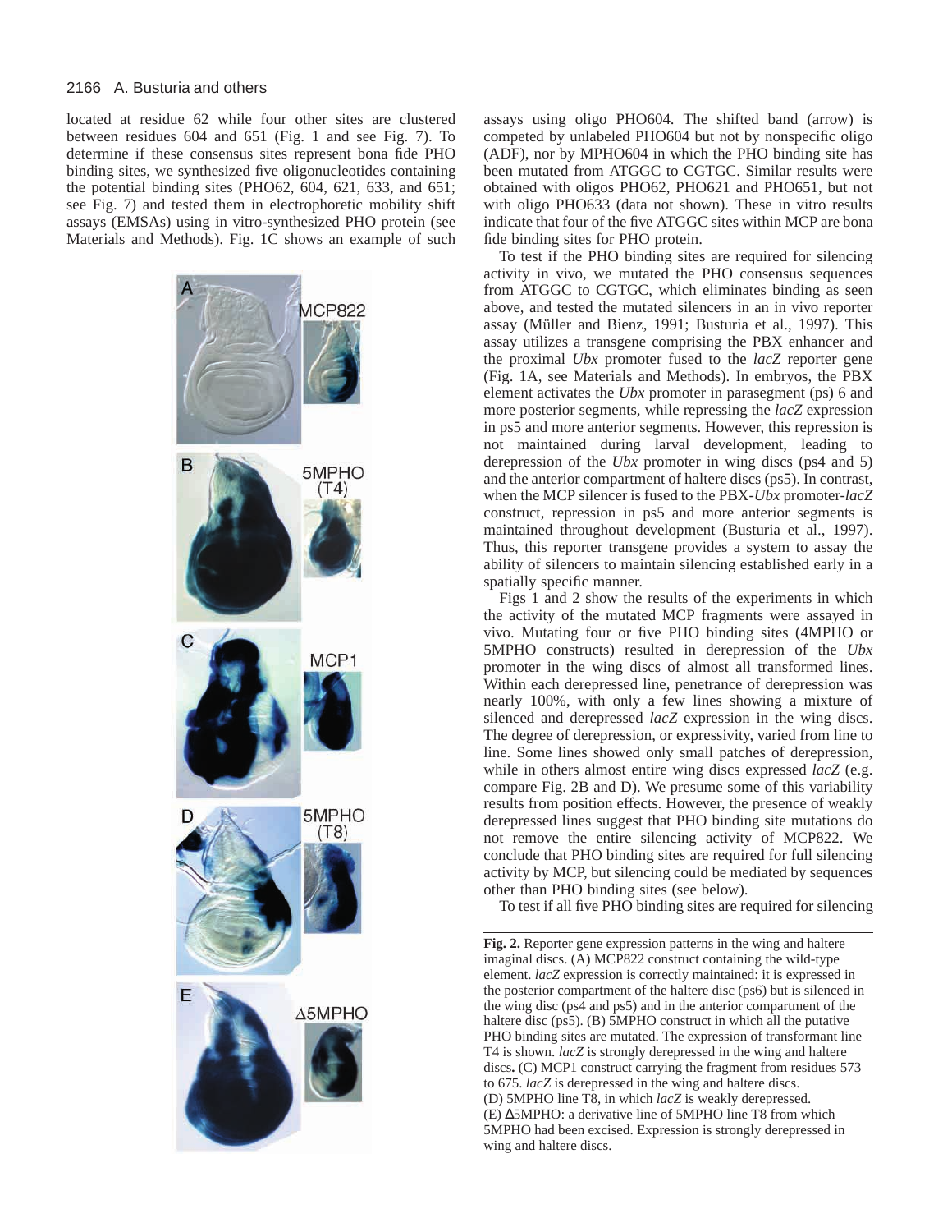located at residue 62 while four other sites are clustered between residues 604 and 651 (Fig. 1 and see Fig. 7). To determine if these consensus sites represent bona fide PHO binding sites, we synthesized five oligonucleotides containing the potential binding sites (PHO62, 604, 621, 633, and 651; see Fig. 7) and tested them in electrophoretic mobility shift assays (EMSAs) using in vitro-synthesized PHO protein (see Materials and Methods). Fig. 1C shows an example of such assays using oligo PHO604. The shifted band (arrow) is competed by unlabeled PHO604 but not by nonspecific oligo (ADF), nor by MPHO604 in which the PHO binding site has been mutated from ATGGC to CGTGC. Similar results were obtained with oligos PHO62, PHO621 and PHO651, but not with oligo PHO633 (data not shown). These in vitro results indicate that four of the five ATGGC sites within MCP are bona fide binding sites for PHO protein.

To test if the PHO binding sites are required for silencing activity in vivo, we mutated the PHO consensus sequences from ATGGC to CGTGC, which eliminates binding as seen above, and tested the mutated silencers in an in vivo reporter assay (Müller and Bienz, 1991; Busturia et al., 1997). This assay utilizes a transgene comprising the PBX enhancer and the proximal *Ubx* promoter fused to the *lacZ* reporter gene (Fig. 1A, see Materials and Methods). In embryos, the PBX element activates the *Ubx* promoter in parasegment (ps) 6 and more posterior segments, while repressing the *lacZ* expression in ps5 and more anterior segments. However, this repression is not maintained during larval development, leading to derepression of the *Ubx* promoter in wing discs (ps4 and 5) and the anterior compartment of haltere discs (ps5). In contrast, when the MCP silencer is fused to the PBX-*Ubx* promoter-*lacZ* construct, repression in ps5 and more anterior segments is maintained throughout development (Busturia et al., 1997). Thus, this reporter transgene provides a system to assay the ability of silencers to maintain silencing established early in a spatially specific manner.

Figs 1 and 2 show the results of the experiments in which the activity of the mutated MCP fragments were assayed in vivo. Mutating four or five PHO binding sites (4MPHO or 5MPHO constructs) resulted in derepression of the *Ubx* promoter in the wing discs of almost all transformed lines. Within each derepressed line, penetrance of derepression was nearly 100%, with only a few lines showing a mixture of silenced and derepressed *lacZ* expression in the wing discs. The degree of derepression, or expressivity, varied from line to line. Some lines showed only small patches of derepression, while in others almost entire wing discs expressed *lacZ* (e.g. compare Fig. 2B and D). We presume some of this variability results from position effects. However, the presence of weakly derepressed lines suggest that PHO binding site mutations do not remove the entire silencing activity of MCP822. We conclude that PHO binding sites are required for full silencing activity by MCP, but silencing could be mediated by sequences other than PHO binding sites (see below).

To test if all five PHO binding sites are required for silencing

**Fig. 2.** Reporter gene expression patterns in the wing and haltere imaginal discs. (A) MCP822 construct containing the wild-type element. *lacZ* expression is correctly maintained: it is expressed in the posterior compartment of the haltere disc (ps6) but is silenced in the wing disc (ps4 and ps5) and in the anterior compartment of the haltere disc (ps5). (B) 5MPHO construct in which all the putative PHO binding sites are mutated. The expression of transformant line T4 is shown. *lacZ* is strongly derepressed in the wing and haltere discs**.** (C) MCP1 construct carrying the fragment from residues 573 to 675. *lacZ* is derepressed in the wing and haltere discs. (D) 5MPHO line T8, in which *lacZ* is weakly derepressed. (E) Δ5MPHO: a derivative line of 5MPHO line T8 from which 5MPHO had been excised. Expression is strongly derepressed in wing and haltere discs.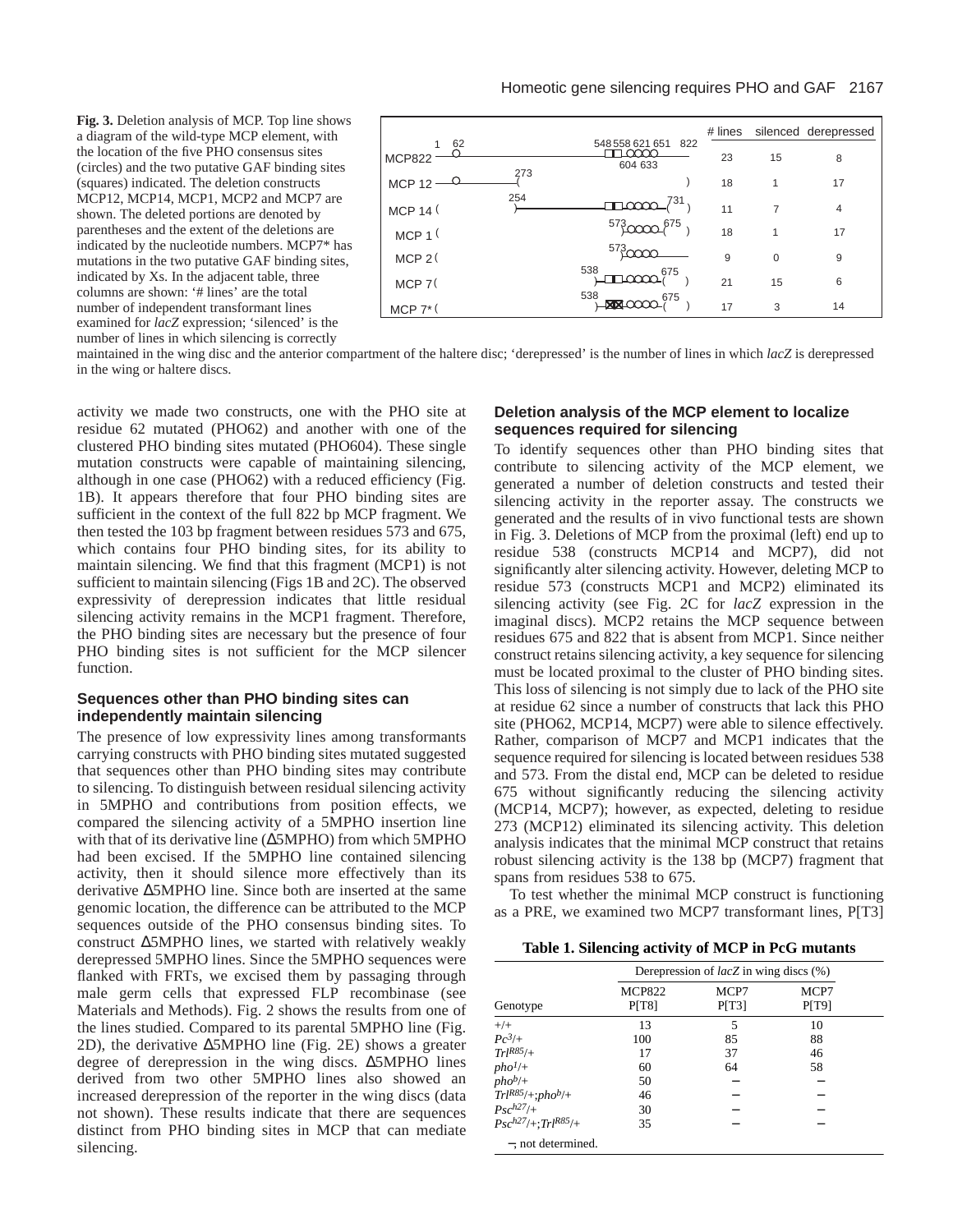**Fig. 3.** Deletion analysis of MCP. Top line shows a diagram of the wild-type MCP element, with the location of the five PHO consensus sites (circles) and the two putative GAF binding sites (squares) indicated. The deletion constructs MCP12, MCP14, MCP1, MCP2 and MCP7 are shown. The deleted portions are denoted by parentheses and the extent of the deletions are indicated by the nucleotide numbers. MCP7* has mutations in the two putative GAF binding sites, indicated by Xs. In the adjacent table, three columns are shown: '# lines' are the total number of independent transformant lines examined for *lacZ* expression; 'silenced' is the number of lines in which silencing is correctly maintained in the wing disc and the anterior compartment of the haltere disc; 'derepressed' is the number of lines in which *lacZ* is derepressed in the wing or haltere discs.

| | # lines | silenced | derepressed |
|---|---|---|---|
| MCP822 | 23 | 15 | 8 |
| MCP 12 | 18 | 1 | 17 |
| MCP 14 | 11 | 7 | 4 |
| MCP 1 | 18 | 1 | 17 |
| MCP 2 | 9 | 0 | 9 |
| MCP 7 | 21 | 15 | 6 |
| MCP 7* | 17 | 3 | 14 |

activity we made two constructs, one with the PHO site at residue 62 mutated (PHO62) and another with one of the clustered PHO binding sites mutated (PHO604). These single mutation constructs were capable of maintaining silencing, although in one case (PHO62) with a reduced efficiency (Fig. 1B). It appears therefore that four PHO binding sites are sufficient in the context of the full 822 bp MCP fragment. We then tested the 103 bp fragment between residues 573 and 675, which contains four PHO binding sites, for its ability to maintain silencing. We find that this fragment (MCP1) is not sufficient to maintain silencing (Figs 1B and 2C). The observed expressivity of derepression indicates that little residual silencing activity remains in the MCP1 fragment. Therefore, the PHO binding sites are necessary but the presence of four PHO binding sites is not sufficient for the MCP silencer function.

### Sequences other than PHO binding sites can independently maintain silencing

The presence of low expressivity lines among transformants carrying constructs with PHO binding sites mutated suggested that sequences other than PHO binding sites may contribute to silencing. To distinguish between residual silencing activity in 5MPHO and contributions from position effects, we compared the silencing activity of a 5MPHO insertion line with that of its derivative line (Δ5MPHO) from which 5MPHO had been excised. If the 5MPHO line contained silencing activity, then it should silence more effectively than its derivative Δ5MPHO line. Since both are inserted at the same genomic location, the difference can be attributed to the MCP sequences outside of the PHO consensus binding sites. To construct Δ5MPHO lines, we started with relatively weakly derepressed 5MPHO lines. Since the 5MPHO sequences were flanked with FRTs, we excised them by passaging through male germ cells that expressed FLP recombinase (see Materials and Methods). Fig. 2 shows the results from one of the lines studied. Compared to its parental 5MPHO line (Fig. 2D), the derivative Δ5MPHO line (Fig. 2E) shows a greater degree of derepression in the wing discs. Δ5MPHO lines derived from two other 5MPHO lines also showed an increased derepression of the reporter in the wing discs (data not shown). These results indicate that there are sequences distinct from PHO binding sites in MCP that can mediate silencing.

### Deletion analysis of the MCP element to localize sequences required for silencing

To identify sequences other than PHO binding sites that contribute to silencing activity of the MCP element, we generated a number of deletion constructs and tested their silencing activity in the reporter assay. The constructs we generated and the results of in vivo functional tests are shown in Fig. 3. Deletions of MCP from the proximal (left) end up to residue 538 (constructs MCP14 and MCP7), did not significantly alter silencing activity. However, deleting MCP to residue 573 (constructs MCP1 and MCP2) eliminated its silencing activity (see Fig. 2C for *lacZ* expression in the imaginal discs). MCP2 retains the MCP sequence between residues 675 and 822 that is absent from MCP1. Since neither construct retains silencing activity, a key sequence for silencing must be located proximal to the cluster of PHO binding sites. This loss of silencing is not simply due to lack of the PHO site at residue 62 since a number of constructs that lack this PHO site (PHO62, MCP14, MCP7) were able to silence effectively. Rather, comparison of MCP7 and MCP1 indicates that the sequence required for silencing is located between residues 538 and 573. From the distal end, MCP can be deleted to residue 675 without significantly reducing the silencing activity (MCP14, MCP7); however, as expected, deleting to residue 273 (MCP12) eliminated its silencing activity. This deletion analysis indicates that the minimal MCP construct that retains robust silencing activity is the 138 bp (MCP7) fragment that spans from residues 538 to 675.

To test whether the minimal MCP construct is functioning as a PRE, we examined two MCP7 transformant lines, P[T3]

**Table 1. Silencing activity of MCP in PcG mutants**

| | Derepression of *lacZ* in wing discs (%) | | |
|---|---|---|---|
| Genotype | MCP822 P[T8] | MCP7 P[T3] | MCP7 P[T9] |
| +/+ | 13 | 5 | 10 |
| $Pc^3$/+ | 100 | 85 | 88 |
| $Trl^{R85}$/+ | 17 | 37 | 46 |
| $pho^1$/+ | 60 | 64 | 58 |
| $pho^b$/+ | 50 | – | – |
| $Trl^{R85}$/+;$pho^b$/+ | 46 | – | – |
| $Psc^{h27}$/+ | 30 | – | – |
| $Psc^{h27}$/+;$Trl^{R85}$/+ | 35 | – | – |

–, not determined.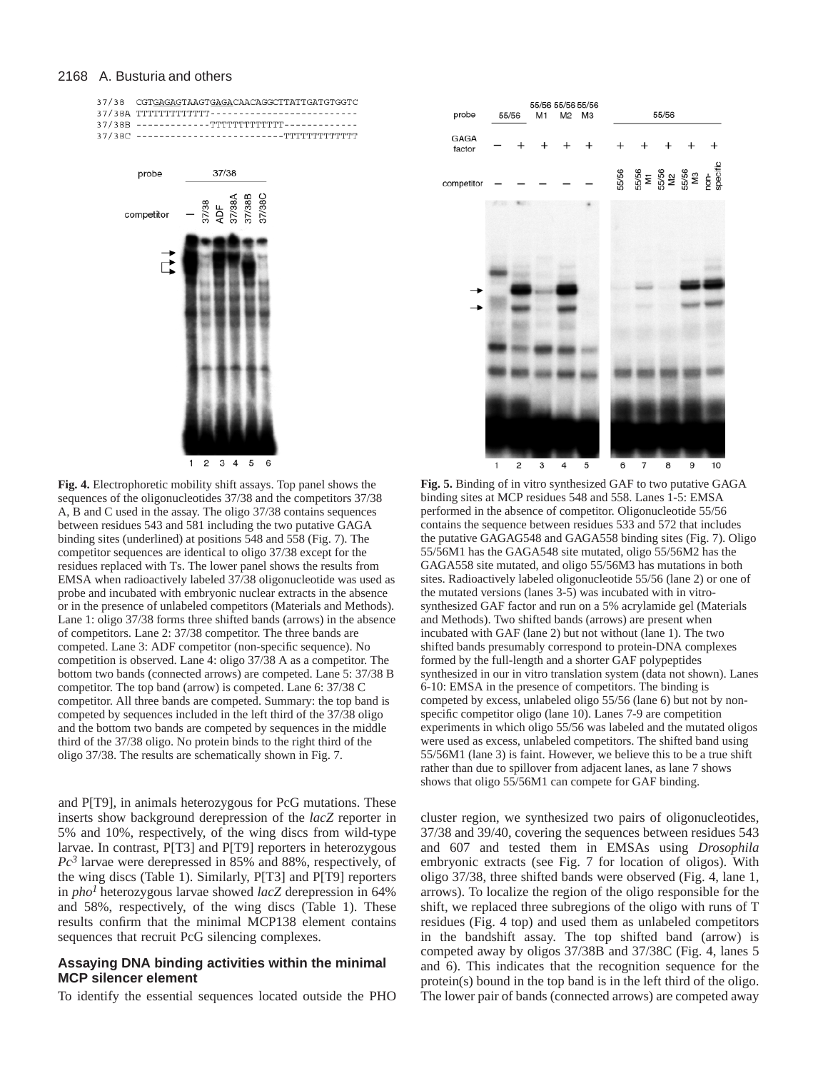```
37/38   CGTGAGAGTAAGTGAGACAACAGGCTTATTGATGTGGTC
37/38A  TTTTTTTTTTTT--------------------------
37/38B  -------------TTTTTTTTTTTT-------------
37/38C  --------------------------TTTTTTTTTTTT
```

**Fig. 4.** Electrophoretic mobility shift assays. Top panel shows the sequences of the oligonucleotides 37/38 and the competitors 37/38 A, B and C used in the assay. The oligo 37/38 contains sequences between residues 543 and 581 including the two putative GAGA binding sites (underlined) at positions 548 and 558 (Fig. 7). The competitor sequences are identical to oligo 37/38 except for the residues replaced with Ts. The lower panel shows the results from EMSA when radioactively labeled 37/38 oligonucleotide was used as probe and incubated with embryonic nuclear extracts in the absence or in the presence of unlabeled competitors (Materials and Methods). Lane 1: oligo 37/38 forms three shifted bands (arrows) in the absence of competitors. Lane 2: 37/38 competitor. The three bands are competed. Lane 3: ADF competitor (non-specific sequence). No competition is observed. Lane 4: oligo 37/38 A as a competitor. The bottom two bands (connected arrows) are competed. Lane 5: 37/38 B competitor. The top band (arrow) is competed. Lane 6: 37/38 C competitor. All three bands are competed. Summary: the top band is competed by sequences included in the left third of the 37/38 oligo and the bottom two bands are competed by sequences in the middle third of the 37/38 oligo. No protein binds to the right third of the oligo 37/38. The results are schematically shown in Fig. 7.

**Fig. 5.** Binding of in vitro synthesized GAF to two putative GAGA binding sites at MCP residues 548 and 558. Lanes 1-5: EMSA performed in the absence of competitor. Oligonucleotide 55/56 contains the sequence between residues 533 and 572 that includes the putative GAGAG548 and GAGA558 binding sites (Fig. 7). Oligo 55/56M1 has the GAGA548 site mutated, oligo 55/56M2 has the GAGA558 site mutated, and oligo 55/56M3 has mutations in both sites. Radioactively labeled oligonucleotide 55/56 (lane 2) or one of the mutated versions (lanes 3-5) was incubated with in vitro-synthesized GAF factor and run on a 5% acrylamide gel (Materials and Methods). Two shifted bands (arrows) are present when incubated with GAF (lane 2) but not without (lane 1). The two shifted bands presumably correspond to protein-DNA complexes formed by the full-length and a shorter GAF polypeptides synthesized in our in vitro translation system (data not shown). Lanes 6-10: EMSA in the presence of competitors. The binding is competed by excess, unlabeled oligo 55/56 (lane 6) but not by non-specific competitor oligo (lane 10). Lanes 7-9 are competition experiments in which oligo 55/56 was labeled and the mutated oligos were used as excess, unlabeled competitors. The shifted band using 55/56M1 (lane 3) is faint. However, we believe this to be a true shift rather than due to spillover from adjacent lanes, as lane 7 shows shows that oligo 55/56M1 can compete for GAF binding.

and P[T9], in animals heterozygous for PcG mutations. These inserts show background derepression of the *lacZ* reporter in 5% and 10%, respectively, of the wing discs from wild-type larvae. In contrast, P[T3] and P[T9] reporters in heterozygous $Pc^3$ larvae were derepressed in 85% and 88%, respectively, of the wing discs (Table 1). Similarly, P[T3] and P[T9] reporters in $pho^1$ heterozygous larvae showed *lacZ* derepression in 64% and 58%, respectively, of the wing discs (Table 1). These results confirm that the minimal MCP138 element contains sequences that recruit PcG silencing complexes.

### Assaying DNA binding activities within the minimal MCP silencer element

To identify the essential sequences located outside the PHO cluster region, we synthesized two pairs of oligonucleotides, 37/38 and 39/40, covering the sequences between residues 543 and 607 and tested them in EMSAs using *Drosophila* embryonic extracts (see Fig. 7 for location of oligos). With oligo 37/38, three shifted bands were observed (Fig. 4, lane 1, arrows). To localize the region of the oligo responsible for the shift, we replaced three subregions of the oligo with runs of T residues (Fig. 4 top) and used them as unlabeled competitors in the bandshift assay. The top shifted band (arrow) is competed away by oligos 37/38B and 37/38C (Fig. 4, lanes 5 and 6). This indicates that the recognition sequence for the protein(s) bound in the top band is in the left third of the oligo. The lower pair of bands (connected arrows) are competed away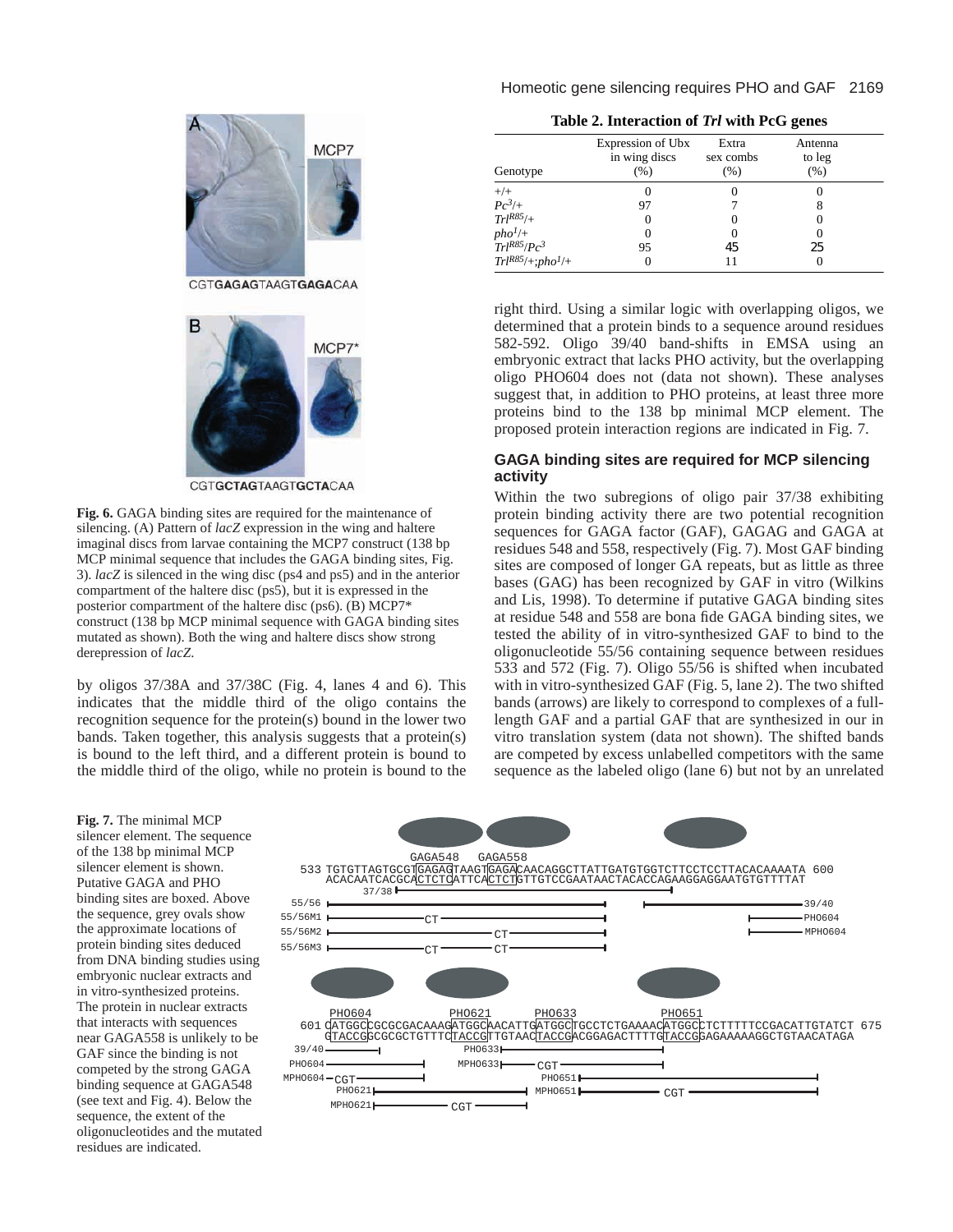**Table 2. Interaction of *Trl* with PcG genes**

| Genotype | Expression of Ubx in wing discs (%) | Extra sex combs (%) | Antenna to leg (%) |
|---|---|---|---|
| +/+ | 0 | 0 | 0 |
| $Pc^3$/+ | 97 | 7 | 8 |
| $Trl^{R85}$/+ | 0 | 0 | 0 |
| $pho^1$/+ | 0 | 0 | 0 |
| $Trl^{R85}$/$Pc^3$ | 95 | 45 | 25 |
| $Trl^{R85}$/+;$pho^1$/+ | 0 | 11 | 0 |

CGTGAGAGTAAGTGAGACAA

CGTGCTAGTAAGTGCTACAA

**Fig. 6.** GAGA binding sites are required for the maintenance of silencing. (A) Pattern of *lacZ* expression in the wing and haltere imaginal discs from larvae containing the MCP7 construct (138 bp MCP minimal sequence that includes the GAGA binding sites, Fig. 3). *lacZ* is silenced in the wing disc (ps4 and ps5) and in the anterior compartment of the haltere disc (ps5), but it is expressed in the posterior compartment of the haltere disc (ps6). (B) MCP7* construct (138 bp MCP minimal sequence with GAGA binding sites mutated as shown). Both the wing and haltere discs show strong derepression of *lacZ*.

by oligos 37/38A and 37/38C (Fig. 4, lanes 4 and 6). This indicates that the middle third of the oligo contains the recognition sequence for the protein(s) bound in the lower two bands. Taken together, this analysis suggests that a protein(s) is bound to the left third, and a different protein is bound to the middle third of the oligo, while no protein is bound to the right third. Using a similar logic with overlapping oligos, we determined that a protein binds to a sequence around residues 582-592. Oligo 39/40 band-shifts in EMSA using an embryonic extract that lacks PHO activity, but the overlapping oligo PHO604 does not (data not shown). These analyses suggest that, in addition to PHO proteins, at least three more proteins bind to the 138 bp minimal MCP element. The proposed protein interaction regions are indicated in Fig. 7.

## GAGA binding sites are required for MCP silencing activity

Within the two subregions of oligo pair 37/38 exhibiting protein binding activity there are two potential recognition sequences for GAGA factor (GAF), GAGAG and GAGA at residues 548 and 558, respectively (Fig. 7). Most GAF binding sites are composed of longer GA repeats, but as little as three bases (GAG) has been recognized by GAF in vitro (Wilkins and Lis, 1998). To determine if putative GAGA binding sites at residue 548 and 558 are bona fide GAGA binding sites, we tested the ability of in vitro-synthesized GAF to bind to the oligonucleotide 55/56 containing sequence between residues 533 and 572 (Fig. 7). Oligo 55/56 is shifted when incubated with in vitro-synthesized GAF (Fig. 5, lane 2). The two shifted bands (arrows) are likely to correspond to complexes of a full-length GAF and a partial GAF that are synthesized in our in vitro translation system (data not shown). The shifted bands are competed by excess unlabelled competitors with the same sequence as the labeled oligo (lane 6) but not by an unrelated

```
        GAGA548   GAGA558
533 TGTGTTAGTGCGTGAGAGTAAGTGAGACAACAGGCTTATTGATGTGGTCTTCCTCCTTACACAAAATA 600
    ACACAATCACGCACTCTCATTCACTCTGTTGTCCGAATAACTACACCAGAAGGAGGAATGTGTTTTAT

    PHO604              PHO621     PHO633          PHO651
601 CATGGCCGCGCGACAAAGATGGCAACATTGATGGCTGCCTCTGAAAACATGGCCTCTTTTTCCGACATTGTATCT 675
    GTACCGGCGCGCTGTTTCTACCGTTGTAACTACCGACGGAGACTTTTGTACCGGAGAAAAAGGCTGTAACATAGA
```

**Fig. 7.** The minimal MCP silencer element. The sequence of the 138 bp minimal MCP silencer element is shown. Putative GAGA and PHO binding sites are boxed. Above the sequence, grey ovals show the approximate locations of protein binding sites deduced from DNA binding studies using embryonic nuclear extracts and in vitro-synthesized proteins. The protein in nuclear extracts that interacts with sequences near GAGA558 is unlikely to be GAF since the binding is not competed by the strong GAGA binding sequence at GAGA548 (see text and Fig. 4). Below the sequence, the extent of the oligonucleotides and the mutated residues are indicated.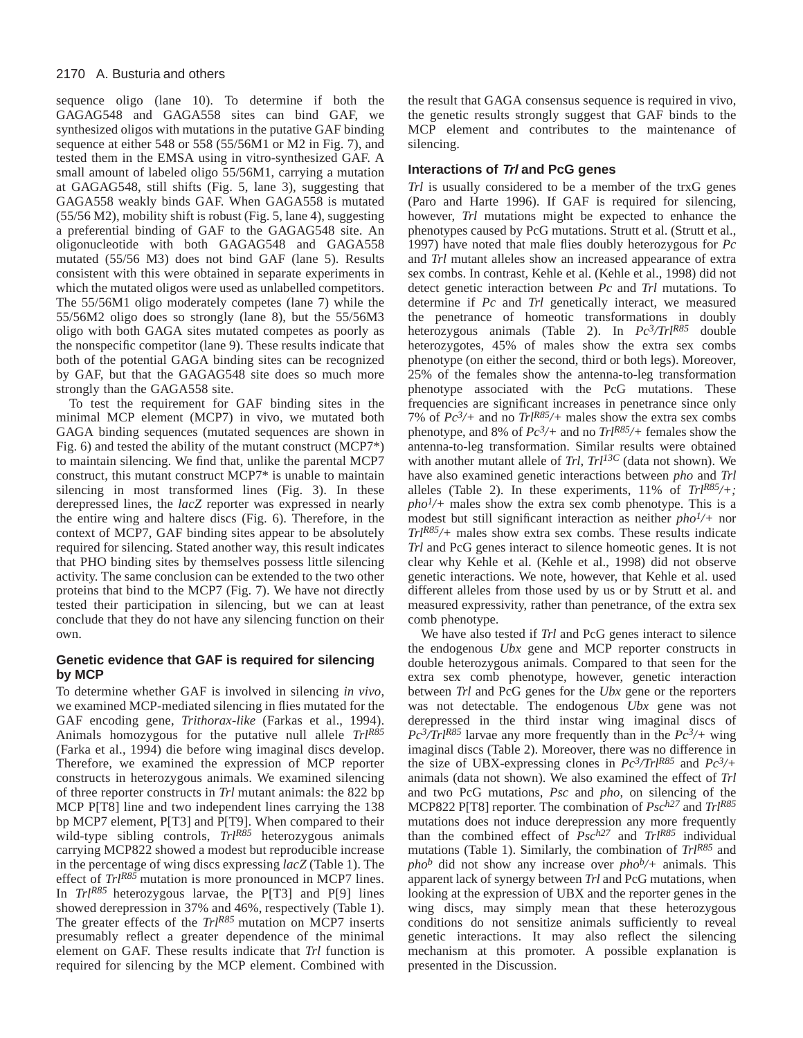sequence oligo (lane 10). To determine if both the GAGAG548 and GAGA558 sites can bind GAF, we synthesized oligos with mutations in the putative GAF binding sequence at either 548 or 558 (55/56M1 or M2 in Fig. 7), and tested them in the EMSA using in vitro-synthesized GAF. A small amount of labeled oligo 55/56M1, carrying a mutation at GAGAG548, still shifts (Fig. 5, lane 3), suggesting that GAGA558 weakly binds GAF. When GAGA558 is mutated (55/56 M2), mobility shift is robust (Fig. 5, lane 4), suggesting a preferential binding of GAF to the GAGAG548 site. An oligonucleotide with both GAGAG548 and GAGA558 mutated (55/56 M3) does not bind GAF (lane 5). Results consistent with this were obtained in separate experiments in which the mutated oligos were used as unlabelled competitors. The 55/56M1 oligo moderately competes (lane 7) while the 55/56M2 oligo does so strongly (lane 8), but the 55/56M3 oligo with both GAGA sites mutated competes as poorly as the nonspecific competitor (lane 9). These results indicate that both of the potential GAGA binding sites can be recognized by GAF, but that the GAGAG548 site does so much more strongly than the GAGA558 site.

To test the requirement for GAF binding sites in the minimal MCP element (MCP7) in vivo, we mutated both GAGA binding sequences (mutated sequences are shown in Fig. 6) and tested the ability of the mutant construct (MCP7*) to maintain silencing. We find that, unlike the parental MCP7 construct, this mutant construct MCP7* is unable to maintain silencing in most transformed lines (Fig. 3). In these derepressed lines, the *lacZ* reporter was expressed in nearly the entire wing and haltere discs (Fig. 6). Therefore, in the context of MCP7, GAF binding sites appear to be absolutely required for silencing. Stated another way, this result indicates that PHO binding sites by themselves possess little silencing activity. The same conclusion can be extended to the two other proteins that bind to the MCP7 (Fig. 7). We have not directly tested their participation in silencing, but we can at least conclude that they do not have any silencing function on their own.

### Genetic evidence that GAF is required for silencing by MCP

To determine whether GAF is involved in silencing *in vivo*, we examined MCP-mediated silencing in flies mutated for the GAF encoding gene, *Trithorax-like* (Farkas et al., 1994). Animals homozygous for the putative null allele $Trl^{R85}$ (Farka et al., 1994) die before wing imaginal discs develop. Therefore, we examined the expression of MCP reporter constructs in heterozygous animals. We examined silencing of three reporter constructs in *Trl* mutant animals: the 822 bp MCP P[T8] line and two independent lines carrying the 138 bp MCP7 element, P[T3] and P[T9]. When compared to their wild-type sibling controls, $Trl^{R85}$ heterozygous animals carrying MCP822 showed a modest but reproducible increase in the percentage of wing discs expressing *lacZ* (Table 1). The effect of $Trl^{R85}$ mutation is more pronounced in MCP7 lines. In $Trl^{R85}$ heterozygous larvae, the P[T3] and P[9] lines showed derepression in 37% and 46%, respectively (Table 1). The greater effects of the $Trl^{R85}$ mutation on MCP7 inserts presumably reflect a greater dependence of the minimal element on GAF. These results indicate that *Trl* function is required for silencing by the MCP element. Combined with the result that GAGA consensus sequence is required in vivo, the genetic results strongly suggest that GAF binds to the MCP element and contributes to the maintenance of silencing.

### Interactions of *Trl* and PcG genes

*Trl* is usually considered to be a member of the trxG genes (Paro and Harte 1996). If GAF is required for silencing, however, *Trl* mutations might be expected to enhance the phenotypes caused by PcG mutations. Strutt et al. (Strutt et al., 1997) have noted that male flies doubly heterozygous for *Pc* and *Trl* mutant alleles show an increased appearance of extra sex combs. In contrast, Kehle et al. (Kehle et al., 1998) did not detect genetic interaction between *Pc* and *Trl* mutations. To determine if *Pc* and *Trl* genetically interact, we measured the penetrance of homeotic transformations in doubly heterozygous animals (Table 2). In $Pc^3/Trl^{R85}$ double heterozygotes, 45% of males show the extra sex combs phenotype (on either the second, third or both legs). Moreover, 25% of the females show the antenna-to-leg transformation phenotype associated with the PcG mutations. These frequencies are significant increases in penetrance since only 7% of $Pc^3/+$ and no $Trl^{R85}/+$ males show the extra sex combs phenotype, and 8% of $Pc^3/+$ and no $Trl^{R85}/+$ females show the antenna-to-leg transformation. Similar results were obtained with another mutant allele of *Trl*, $Trl^{13C}$ (data not shown). We have also examined genetic interactions between *pho* and *Trl* alleles (Table 2). In these experiments, 11% of $Trl^{R85}/+;$ $pho^1/+$ males show the extra sex comb phenotype. This is a modest but still significant interaction as neither $pho^1/+$ nor $Trl^{R85}/+$ males show extra sex combs. These results indicate *Trl* and PcG genes interact to silence homeotic genes. It is not clear why Kehle et al. (Kehle et al., 1998) did not observe genetic interactions. We note, however, that Kehle et al. used different alleles from those used by us or by Strutt et al. and measured expressivity, rather than penetrance, of the extra sex comb phenotype.

We have also tested if *Trl* and PcG genes interact to silence the endogenous *Ubx* gene and MCP reporter constructs in double heterozygous animals. Compared to that seen for the extra sex comb phenotype, however, genetic interaction between *Trl* and PcG genes for the *Ubx* gene or the reporters was not detectable. The endogenous *Ubx* gene was not derepressed in the third instar wing imaginal discs of $Pc^3/Trl^{R85}$ larvae any more frequently than in the $Pc^3/+$ wing imaginal discs (Table 2). Moreover, there was no difference in the size of UBX-expressing clones in $Pc^3/Trl^{R85}$ and $Pc^3/+$ animals (data not shown). We also examined the effect of *Trl* and two PcG mutations, *Psc* and *pho*, on silencing of the MCP822 P[T8] reporter. The combination of $Psc^{h27}$ and $Trl^{R85}$ mutations does not induce derepression any more frequently than the combined effect of $Psc^{h27}$ and $Trl^{R85}$ individual mutations (Table 1). Similarly, the combination of $Trl^{R85}$ and $pho^b$ did not show any increase over $pho^b/+$ animals. This apparent lack of synergy between *Trl* and PcG mutations, when looking at the expression of UBX and the reporter genes in the wing discs, may simply mean that these heterozygous conditions do not sensitize animals sufficiently to reveal genetic interactions. It may also reflect the silencing mechanism at this promoter. A possible explanation is presented in the Discussion.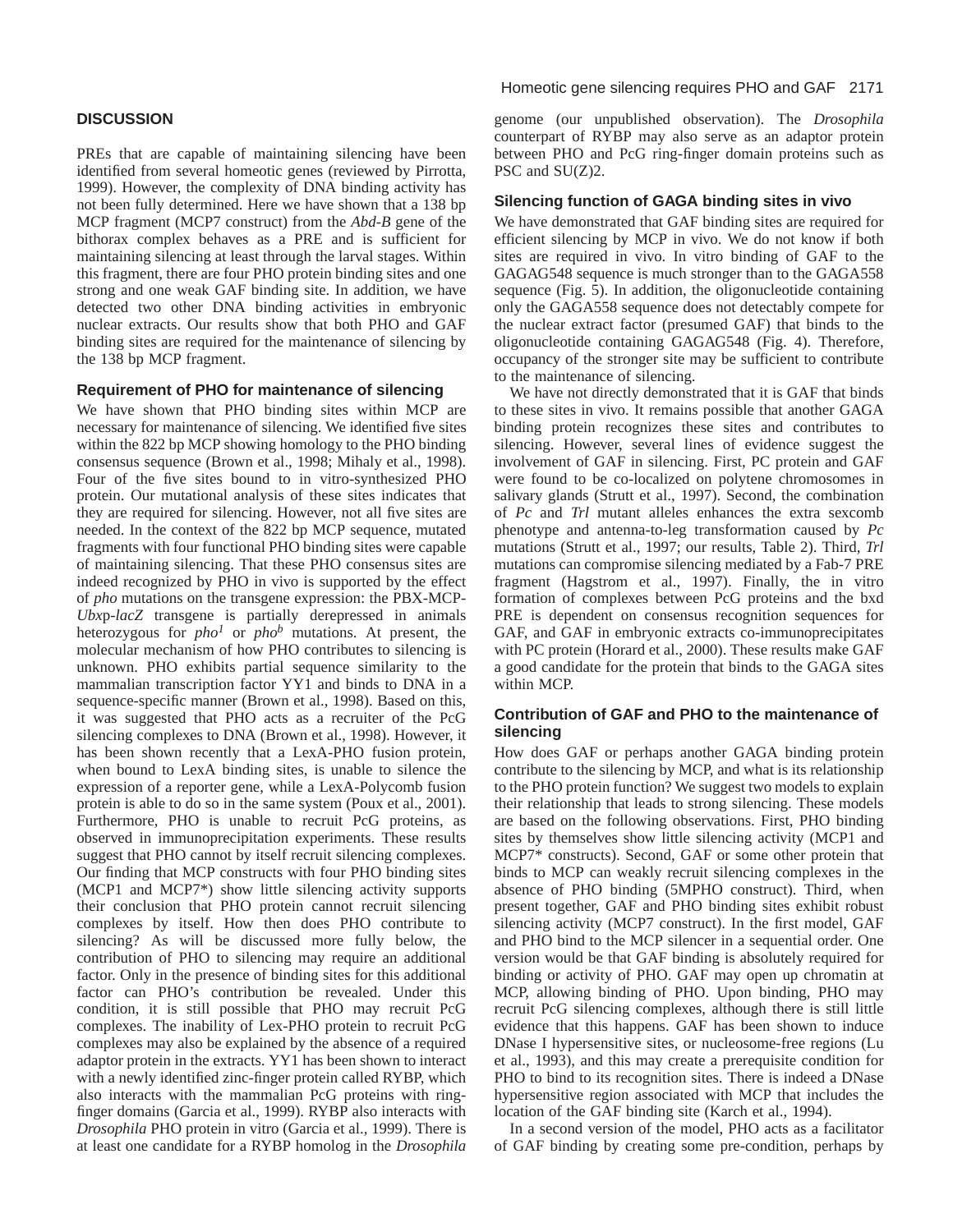## DISCUSSION

PREs that are capable of maintaining silencing have been identified from several homeotic genes (reviewed by Pirrotta, 1999). However, the complexity of DNA binding activity has not been fully determined. Here we have shown that a 138 bp MCP fragment (MCP7 construct) from the *Abd-B* gene of the bithorax complex behaves as a PRE and is sufficient for maintaining silencing at least through the larval stages. Within this fragment, there are four PHO protein binding sites and one strong and one weak GAF binding site. In addition, we have detected two other DNA binding activities in embryonic nuclear extracts. Our results show that both PHO and GAF binding sites are required for the maintenance of silencing by the 138 bp MCP fragment.

### Requirement of PHO for maintenance of silencing

We have shown that PHO binding sites within MCP are necessary for maintenance of silencing. We identified five sites within the 822 bp MCP showing homology to the PHO binding consensus sequence (Brown et al., 1998; Mihaly et al., 1998). Four of the five sites bound to in vitro-synthesized PHO protein. Our mutational analysis of these sites indicates that they are required for silencing. However, not all five sites are needed. In the context of the 822 bp MCP sequence, mutated fragments with four functional PHO binding sites were capable of maintaining silencing. That these PHO consensus sites are indeed recognized by PHO in vivo is supported by the effect of *pho* mutations on the transgene expression: the PBX-MCP-*Ubx*p-*lacZ* transgene is partially derepressed in animals heterozygous for $pho^1$ or $pho^b$ mutations. At present, the molecular mechanism of how PHO contributes to silencing is unknown. PHO exhibits partial sequence similarity to the mammalian transcription factor YY1 and binds to DNA in a sequence-specific manner (Brown et al., 1998). Based on this, it was suggested that PHO acts as a recruiter of the PcG silencing complexes to DNA (Brown et al., 1998). However, it has been shown recently that a LexA-PHO fusion protein, when bound to LexA binding sites, is unable to silence the expression of a reporter gene, while a LexA-Polycomb fusion protein is able to do so in the same system (Poux et al., 2001). Furthermore, PHO is unable to recruit PcG proteins, as observed in immunoprecipitation experiments. These results suggest that PHO cannot by itself recruit silencing complexes. Our finding that MCP constructs with four PHO binding sites (MCP1 and MCP7*) show little silencing activity supports their conclusion that PHO protein cannot recruit silencing complexes by itself. How then does PHO contribute to silencing? As will be discussed more fully below, the contribution of PHO to silencing may require an additional factor. Only in the presence of binding sites for this additional factor can PHO's contribution be revealed. Under this condition, it is still possible that PHO may recruit PcG complexes. The inability of Lex-PHO protein to recruit PcG complexes may also be explained by the absence of a required adaptor protein in the extracts. YY1 has been shown to interact with a newly identified zinc-finger protein called RYBP, which also interacts with the mammalian PcG proteins with ring-finger domains (Garcia et al., 1999). RYBP also interacts with *Drosophila* PHO protein in vitro (Garcia et al., 1999). There is at least one candidate for a RYBP homolog in the *Drosophila* genome (our unpublished observation). The *Drosophila* counterpart of RYBP may also serve as an adaptor protein between PHO and PcG ring-finger domain proteins such as PSC and SU(Z)2.

### Silencing function of GAGA binding sites in vivo

We have demonstrated that GAF binding sites are required for efficient silencing by MCP in vivo. We do not know if both sites are required in vivo. In vitro binding of GAF to the GAGAG548 sequence is much stronger than to the GAGA558 sequence (Fig. 5). In addition, the oligonucleotide containing only the GAGA558 sequence does not detectably compete for the nuclear extract factor (presumed GAF) that binds to the oligonucleotide containing GAGAG548 (Fig. 4). Therefore, occupancy of the stronger site may be sufficient to contribute to the maintenance of silencing.

We have not directly demonstrated that it is GAF that binds to these sites in vivo. It remains possible that another GAGA binding protein recognizes these sites and contributes to silencing. However, several lines of evidence suggest the involvement of GAF in silencing. First, PC protein and GAF were found to be co-localized on polytene chromosomes in salivary glands (Strutt et al., 1997). Second, the combination of *Pc* and *Trl* mutant alleles enhances the extra sexcomb phenotype and antenna-to-leg transformation caused by *Pc* mutations (Strutt et al., 1997; our results, Table 2). Third, *Trl* mutations can compromise silencing mediated by a Fab-7 PRE fragment (Hagstrom et al., 1997). Finally, the in vitro formation of complexes between PcG proteins and the bxd PRE is dependent on consensus recognition sequences for GAF, and GAF in embryonic extracts co-immunoprecipitates with PC protein (Horard et al., 2000). These results make GAF a good candidate for the protein that binds to the GAGA sites within MCP.

### Contribution of GAF and PHO to the maintenance of silencing

How does GAF or perhaps another GAGA binding protein contribute to the silencing by MCP, and what is its relationship to the PHO protein function? We suggest two models to explain their relationship that leads to strong silencing. These models are based on the following observations. First, PHO binding sites by themselves show little silencing activity (MCP1 and MCP7* constructs). Second, GAF or some other protein that binds to MCP can weakly recruit silencing complexes in the absence of PHO binding (5MPHO construct). Third, when present together, GAF and PHO binding sites exhibit robust silencing activity (MCP7 construct). In the first model, GAF and PHO bind to the MCP silencer in a sequential order. One version would be that GAF binding is absolutely required for binding or activity of PHO. GAF may open up chromatin at MCP, allowing binding of PHO. Upon binding, PHO may recruit PcG silencing complexes, although there is still little evidence that this happens. GAF has been shown to induce DNase I hypersensitive sites, or nucleosome-free regions (Lu et al., 1993), and this may create a prerequisite condition for PHO to bind to its recognition sites. There is indeed a DNase hypersensitive region associated with MCP that includes the location of the GAF binding site (Karch et al., 1994).

In a second version of the model, PHO acts as a facilitator of GAF binding by creating some pre-condition, perhaps by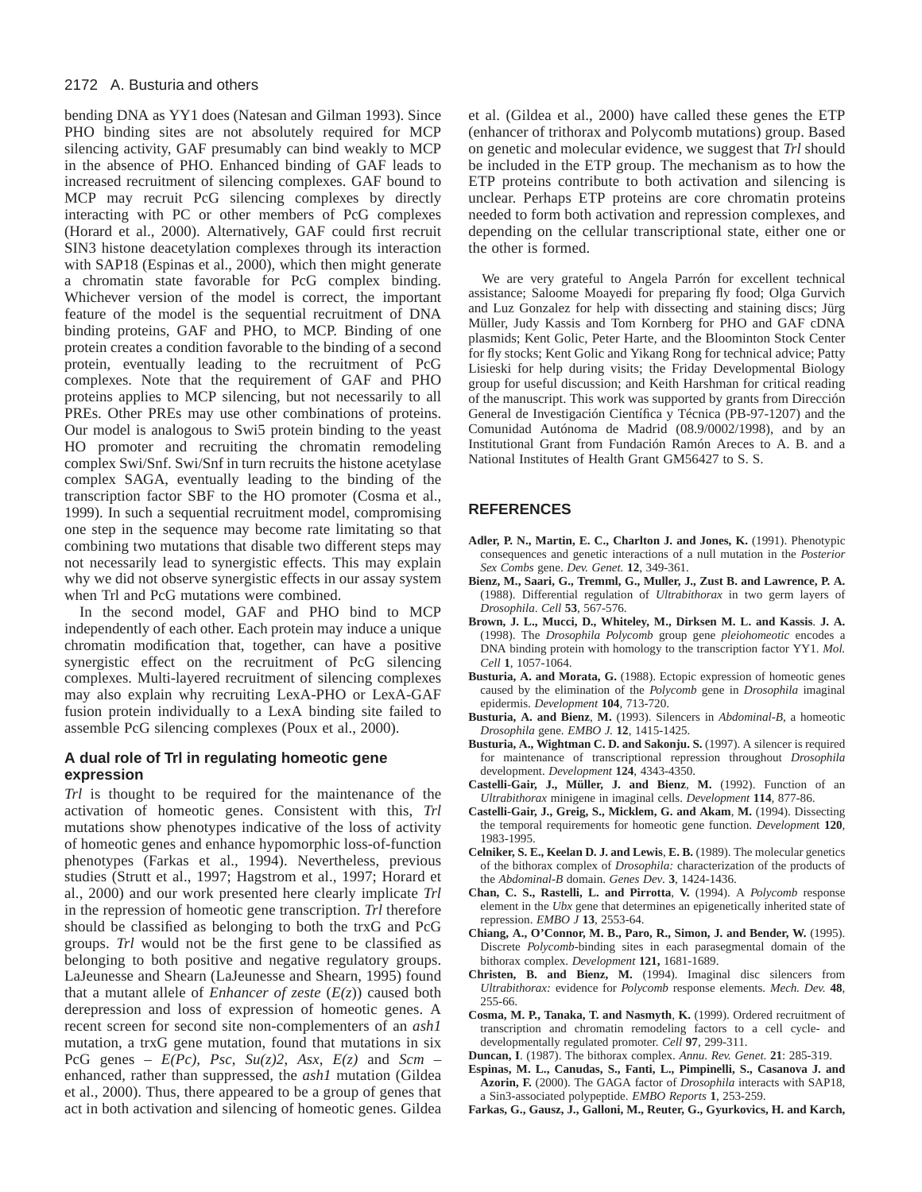bending DNA as YY1 does (Natesan and Gilman 1993). Since PHO binding sites are not absolutely required for MCP silencing activity, GAF presumably can bind weakly to MCP in the absence of PHO. Enhanced binding of GAF leads to increased recruitment of silencing complexes. GAF bound to MCP may recruit PcG silencing complexes by directly interacting with PC or other members of PcG complexes (Horard et al., 2000). Alternatively, GAF could first recruit SIN3 histone deacetylation complexes through its interaction with SAP18 (Espinas et al., 2000), which then might generate a chromatin state favorable for PcG complex binding. Whichever version of the model is correct, the important feature of the model is the sequential recruitment of DNA binding proteins, GAF and PHO, to MCP. Binding of one protein creates a condition favorable to the binding of a second protein, eventually leading to the recruitment of PcG complexes. Note that the requirement of GAF and PHO proteins applies to MCP silencing, but not necessarily to all PREs. Other PREs may use other combinations of proteins. Our model is analogous to Swi5 protein binding to the yeast HO promoter and recruiting the chromatin remodeling complex Swi/Snf. Swi/Snf in turn recruits the histone acetylase complex SAGA, eventually leading to the binding of the transcription factor SBF to the HO promoter (Cosma et al., 1999). In such a sequential recruitment model, compromising one step in the sequence may become rate limiting so that combining two mutations that disable two different steps may not necessarily lead to synergistic effects. This may explain why we did not observe synergistic effects in our assay system when Trl and PcG mutations were combined.

In the second model, GAF and PHO bind to MCP independently of each other. Each protein may induce a unique chromatin modification that, together, can have a positive synergistic effect on the recruitment of PcG silencing complexes. Multi-layered recruitment of silencing complexes may also explain why recruiting LexA-PHO or LexA-GAF fusion protein individually to a LexA binding site failed to assemble PcG silencing complexes (Poux et al., 2000).

### A dual role of Trl in regulating homeotic gene expression

*Trl* is thought to be required for the maintenance of the activation of homeotic genes. Consistent with this, *Trl* mutations show phenotypes indicative of the loss of activity of homeotic genes and enhance hypomorphic loss-of-function phenotypes (Farkas et al., 1994). Nevertheless, previous studies (Strutt et al., 1997; Hagstrom et al., 1997; Horard et al., 2000) and our work presented here clearly implicate *Trl* in the repression of homeotic gene transcription. *Trl* therefore should be classified as belonging to both the trxG and PcG groups. *Trl* would not be the first gene to be classified as belonging to both positive and negative regulatory groups. LaJeunesse and Shearn (LaJeunesse and Shearn, 1995) found that a mutant allele of *Enhancer of zeste* (*E(z)*) caused both derepression and loss of expression of homeotic genes. A recent screen for second site non-complementers of an *ash1* mutation, a trxG gene mutation, found that mutations in six PcG genes – *E(Pc), Psc*, *Su(z)2*, *Asx*, *E(z)* and *Scm* – enhanced, rather than suppressed, the *ash1* mutation (Gildea et al., 2000). Thus, there appeared to be a group of genes that act in both activation and silencing of homeotic genes. Gildea et al. (Gildea et al., 2000) have called these genes the ETP (enhancer of trithorax and Polycomb mutations) group. Based on genetic and molecular evidence, we suggest that *Trl* should be included in the ETP group. The mechanism as to how the ETP proteins contribute to both activation and silencing is unclear. Perhaps ETP proteins are core chromatin proteins needed to form both activation and repression complexes, and depending on the cellular transcriptional state, either one or the other is formed.

We are very grateful to Angela Parrón for excellent technical assistance; Saloome Moayedi for preparing fly food; Olga Gurvich and Luz Gonzalez for help with dissecting and staining discs; Jürg Müller, Judy Kassis and Tom Kornberg for PHO and GAF cDNA plasmids; Kent Golic, Peter Harte, and the Bloominton Stock Center for fly stocks; Kent Golic and Yikang Rong for technical advice; Patty Lisieski for help during visits; the Friday Developmental Biology group for useful discussion; and Keith Harshman for critical reading of the manuscript. This work was supported by grants from Dirección General de Investigación Científica y Técnica (PB-97-1207) and the Comunidad Autónoma de Madrid (08.9/0002/1998), and by an Institutional Grant from Fundación Ramón Areces to A. B. and a National Institutes of Health Grant GM56427 to S. S.

## REFERENCES

**Adler, P. N., Martin, E. C., Charlton J. and Jones, K.** (1991). Phenotypic consequences and genetic interactions of a null mutation in the *Posterior Sex Combs* gene. *Dev. Genet.* **12**, 349-361.

**Bienz, M., Saari, G., Tremml, G., Muller, J., Zust B. and Lawrence, P. A.** (1988). Differential regulation of *Ultrabithorax* in two germ layers of *Drosophila*. *Cell* **53**, 567-576.

**Brown, J. L., Mucci, D., Whiteley, M., Dirksen M. L. and Kassis. J. A.** (1998). The *Drosophila Polycomb* group gene *pleiohomeotic* encodes a DNA binding protein with homology to the transcription factor YY1. *Mol. Cell* **1**, 1057-1064.

**Busturia, A. and Morata, G.** (1988). Ectopic expression of homeotic genes caused by the elimination of the *Polycomb* gene in *Drosophila* imaginal epidermis. *Development* **104**, 713-720.

**Busturia, A. and Bienz, M.** (1993). Silencers in *Abdominal-B*, a homeotic *Drosophila* gene. *EMBO J.* **12**, 1415-1425.

**Busturia, A., Wightman C. D. and Sakonju. S.** (1997). A silencer is required for maintenance of transcriptional repression throughout *Drosophila* development. *Development* **124**, 4343-4350.

**Castelli-Gair, J., Müller, J. and Bienz, M.** (1992). Function of an *Ultrabithorax* minigene in imaginal cells. *Development* **114**, 877-86.

**Castelli-Gair, J., Greig, S., Micklem, G. and Akam, M.** (1994). Dissecting the temporal requirements for homeotic gene function. *Development* **120**, 1983-1995.

**Celniker, S. E., Keelan D. J. and Lewis, E. B.** (1989). The molecular genetics of the bithorax complex of *Drosophila:* characterization of the products of the *Abdominal-B* domain. *Genes Dev*. **3**, 1424-1436.

**Chan, C. S., Rastelli, L. and Pirrotta, V.** (1994). A *Polycomb* response element in the *Ubx* gene that determines an epigenetically inherited state of repression. *EMBO J* **13**, 2553-64.

**Chiang, A., O'Connor, M. B., Paro, R., Simon, J. and Bender, W.** (1995). Discrete *Polycomb*-binding sites in each parasegmental domain of the bithorax complex. *Development* **121,** 1681-1689.

**Christen, B. and Bienz, M.** (1994). Imaginal disc silencers from *Ultrabithorax:* evidence for *Polycomb* response elements. *Mech. Dev.* **48**, 255-66.

**Cosma, M. P., Tanaka, T. and Nasmyth, K.** (1999). Ordered recruitment of transcription and chromatin remodeling factors to a cell cycle- and developmentally regulated promoter. *Cell* **97**, 299-311.

**Duncan, I**. (1987). The bithorax complex. *Annu. Rev. Genet.* **21**: 285-319.

**Espinas, M. L., Canudas, S., Fanti, L., Pimpinelli, S., Casanova J. and Azorin, F.** (2000). The GAGA factor of *Drosophila* interacts with SAP18, a Sin3-associated polypeptide. *EMBO Reports* **1**, 253-259.

**Farkas, G., Gausz, J., Galloni, M., Reuter, G., Gyurkovics, H. and Karch,**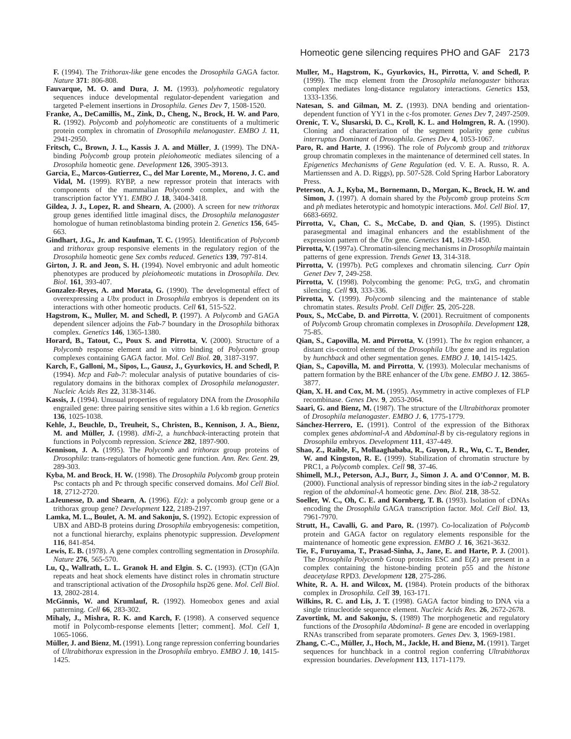F. (1994). The *Trithorax-like* gene encodes the *Drosophila* GAGA factor. *Nature* **371**: 806-808.

**Fauvarque, M. O. and Dura, J. M.** (1993). *polyhomeotic* regulatory sequences induce developmental regulator-dependent variegation and targeted P-element insertions in *Drosophila*. *Genes Dev* **7**, 1508-1520.

**Franke, A., DeCamillis, M., Zink, D., Cheng, N., Brock, H. W. and Paro, R.** (1992). *Polycomb* and *polyhomeotic* are constituents of a multimeric protein complex in chromatin of *Drosophila melanogaster*. *EMBO J.* **11**, 2941-2950.

**Fritsch, C., Brown, J. L., Kassis J. A. and Müller, J.** (1999). The DNA-binding *Polycomb* group protein *pleiohomeotic* mediates silencing of a *Drosophila* homeotic gene. *Development* **126**, 3905-3913.

**Garcia, E., Marcos-Gutierrez, C., del Mar Lorente, M., Moreno, J. C. and Vidal, M.** (1999). RYBP, a new repressor protein that interacts with components of the mammalian *Polycomb* complex, and with the transcription factor YY1. *EMBO J.* **18**, 3404-3418.

**Gildea, J. J., Lopez, R. and Shearn, A.** (2000). A screen for new *trithorax* group genes identified little imaginal discs, the *Drosophila melanogaster* homologue of human retinoblastoma binding protein 2. *Genetics* **156**, 645-663.

**Gindhart, J.G., Jr. and Kaufman, T. C.** (1995). Identification of *Polycomb* and *trithorax* group responsive elements in the regulatory region of the *Drosophila* homeotic gene *Sex combs reduced*. *Genetics* **139**, 797-814.

**Girton, J. R. and Jeon, S. H.** (1994). Novel embryonic and adult homeotic phenotypes are produced by *pleiohomeotic* mutations in *Drosophila*. *Dev. Biol*. **161**, 393-407.

**Gonzalez-Reyes, A. and Morata, G.** (1990). The developmental effect of overexpressing a *Ubx* product in *Drosophila* embryos is dependent on its interactions with other homeotic products. *Cell* **61**, 515-522.

**Hagstrom, K., Muller, M. and Schedl, P. (**1997). A *Polycomb* and GAGA dependent silencer adjoins the *Fab-7* boundary in the *Drosophila* bithorax complex. *Genetics* **146**, 1365-1380.

**Horard, B., Tatout, C., Poux S. and Pirrotta, V.** (2000). Structure of a *Polycomb* response element and in vitro binding of *Polycomb* group complexes containing GAGA factor. *Mol. Cell Biol.* **20**, 3187-3197.

**Karch, F., Galloni, M., Sipos, L., Gausz, J., Gyurkovics, H. and Schedl, P.** (1994). *Mcp* and *Fab-7*: molecular analysis of putative boundaries of cis-regulatory domains in the bithorax complex of *Drosophila melanogaster*. *Nucleic Acids Res* **22**, 3138-3146.

**Kassis, J.** (1994). Unusual properties of regulatory DNA from the *Drosophila* engrailed gene: three pairing sensitive sites within a 1.6 kb region. *Genetics* **136**, 1025-1038.

**Kehle, J., Beuchle, D., Treuheit, S., Christen, B., Kennison, J. A., Bienz, M. and Müller, J.** (1998). *dMi-2*, a *hunchback*-interacting protein that functions in Polycomb repression. *Science* **282**, 1897-900.

**Kennison, J. A.** (1995). The *Polycomb* and *trithorax* group proteins of *Drosophila*: trans-regulators of homeotic gene function. *Ann. Rev. Gent*. **29**, 289-303.

**Kyba, M. and Brock, H. W.** (1998). The *Drosophila Polycomb* group protein Psc contacts ph and Pc through specific conserved domains. *Mol Cell Biol.* **18**, 2712-2720.

**LaJeunesse, D. and Shearn, A.** (1996). *E(z):* a polycomb group gene or a trithorax group gene? *Development* **122**, 2189-2197.

**Lamka, M. L., Boulet, A. M. and Sakonju, S.** (1992). Ectopic expression of UBX and ABD-B proteins during *Drosophila* embryogenesis: competition, not a functional hierarchy, explains phenotypic suppression. *Development* **116**, 841-854.

**Lewis, E. B.** (1978). A gene complex controlling segmentation in *Drosophila. Nature* **276**, 565-570.

**Lu, Q., Wallrath, L. L. Granok H. and Elgin. S. C.** (1993). (CT)n (GA)n repeats and heat shock elements have distinct roles in chromatin structure and transcriptional activation of the *Drosophila* hsp26 gene. *Mol. Cell Biol*. **13**, 2802-2814.

**McGinnis, W. and Krumlauf, R.** (1992). Homeobox genes and axial patterning. *Cell* **66**, 283-302.

**Mihaly, J., Mishra, R. K. and Karch, F.** (1998). A conserved sequence motif in Polycomb-response elements [letter; comment]. *Mol. Cell* **1**, 1065-1066.

**Müller, J. and Bienz, M.** (1991). Long range repression conferring boundaries of *Ultrabithorax* expression in the *Drosophila* embryo. *EMBO J*. **10**, 1415-1425.

**Muller, M., Hagstrom, K., Gyurkovics, H., Pirrotta, V. and Schedl, P.** (1999). The mcp element from the *Drosophila melanogaster* bithorax complex mediates long-distance regulatory interactions. *Genetics* **153**, 1333-1356.

**Natesan, S. and Gilman, M. Z.** (1993). DNA bending and orientation-dependent function of YY1 in the c-fos promoter. *Genes Dev* **7**, 2497-2509.

**Orenic, T. V., Slusarski, D. C., Kroll, K. L. and Holmgren, R. A.** (1990). Cloning and characterization of the segment polarity gene *cubitus interruptus Dominant* of *Drosophila*. *Genes Dev* **4**, 1053-1067.

**Paro, R. and Harte, J.** (1996). The role of *Polycomb* group and *trithorax* group chromatin complexes in the maintenance of determined cell states. In *Epigenetics Mechanisms of Gene Regulation* (ed. V. E. A. Russo, R. A. Martienssen and A. D. Riggs), pp. 507-528. Cold Spring Harbor Laboratory Press.

**Peterson, A. J., Kyba, M., Bornemann, D., Morgan, K., Brock, H. W. and Simon, J.** (1997). A domain shared by the *Polycomb* group proteins *Scm* and *ph* mediates heterotypic and homotypic interactions. *Mol. Cell Biol.* **17**, 6683-6692.

**Pirrotta, V., Chan, C. S., McCabe, D. and Qian, S.** (1995). Distinct parasegmental and imaginal enhancers and the establishment of the expression pattern of the *Ubx* gene. *Genetics* **141**, 1439-1450.

**Pirrotta, V.** (1997a). Chromatin-silencing mechanisms in *Drosophila* maintain patterns of gene expression. *Trends Genet* **13**, 314-318.

**Pirrotta, V.** (1997b). PcG complexes and chromatin silencing. *Curr Opin Genet Dev* **7**, 249-258.

**Pirrotta, V.** (1998). Polycombing the genome: PcG, trxG, and chromatin silencing. *Cell* **93**, 333-336.

**Pirrotta, V.** (1999). *Polycomb* silencing and the maintenance of stable chromatin states. *Results Probl. Cell Differ.* **25**, 205-228.

**Poux, S., McCabe, D. and Pirrotta, V.** (2001). Recruitment of components of *Polycomb* Group chromatin complexes in *Drosophila*. *Development* **128**, 75-85.

**Qian, S., Capovilla, M. and Pirrotta, V.** (1991). The *bx* region enhancer, a distant cis-control elememt of the *Drosophila Ubx* gene and its regulation by *hunchback* and other segmentation genes. *EMBO J*. **10**, 1415-1425.

**Qian, S., Capovilla, M. and Pirrotta, V.** (1993). Molecular mechanisms of pattern formation by the BRE enhancer of the *Ubx* gene. *EMBO J*. **12**. 3865-3877.

**Qian, X. H. and Cox, M. M.** (1995). Asymmetry in active complexes of FLP recombinase. *Genes Dev.* **9**, 2053-2064.

**Saari, G. and Bienz, M.** (1987). The structure of the *Ultrabithorax* promoter of *Drosophila melanogaster*. *EMBO J*. **6**, 1775-1779.

**Sánchez-Herrero, E.** (1991). Control of the expression of the Bithorax complex genes *abdominal-A* and *Abdominal-B* by cis-regulatory regions in *Drosophila* embryos. *Development* **111**, 437-449.

**Shao, Z., Raible, F., Mollaaghababa, R., Guyon, J. R., Wu, C. T., Bender, W. and Kingston, R. E.** (1999). Stabilization of chromatin structure by PRC1, a *Polycomb* complex. *Cell* **98**, 37-46.

**Shimell, M.J., Peterson, A.J., Burr, J., Simon J. A. and O'Connor, M. B.** (2000). Functional analysis of repressor binding sites in the *iab-2* regulatory region of the *abdominal-A* homeotic gene. *Dev. Biol.* **218**, 38-52.

**Soeller, W. C., Oh, C. E. and Kornberg, T. B.** (1993). Isolation of cDNAs encoding the *Drosophila* GAGA transcription factor. *Mol. Cell Biol.* **13**, 7961-7970.

**Strutt, H., Cavalli, G. and Paro, R.** (1997). Co-localization of *Polycomb* protein and GAGA factor on regulatory elements responsible for the maintenance of homeotic gene expression*.* *EMBO J.* **16**, 3621-3632.

**Tie, F., Furuyama, T., Prasad-Sinha, J., Jane, E. and Harte, P. J.** (2001). The *Drosophila Polycomb* Group proteins ESC and E(Z) are present in a complex containing the histone-binding protein p55 and the *histone deacetylase* RPD3. *Development* **128**, 275-286.

**White, R. A. H. and Wilcox, M. (**1984). Protein products of the bithorax complex in *Drosophila. Cell* **39**, 163-171.

**Wilkins, R. C. and Lis, J. T.** (1998). GAGA factor binding to DNA via a single trinucleotide sequence element. *Nucleic Acids Res.* **26**, 2672-2678.

**Zavortink, M. and Sakonju, S.** (1989) The morphogenetic and regulatory functions of the *Drosophila Abdominal- B* gene are encoded in overlapping RNAs transcribed from separate promoters. *Genes Dev.* **3**, 1969-1981.

**Zhang, C.-C., Müller, J., Hoch, M., Jackle, H. and Bienz, M.** (1991). Target sequences for hunchback in a control region conferring *Ultrabithorax* expression boundaries. *Development* **113**, 1171-1179.